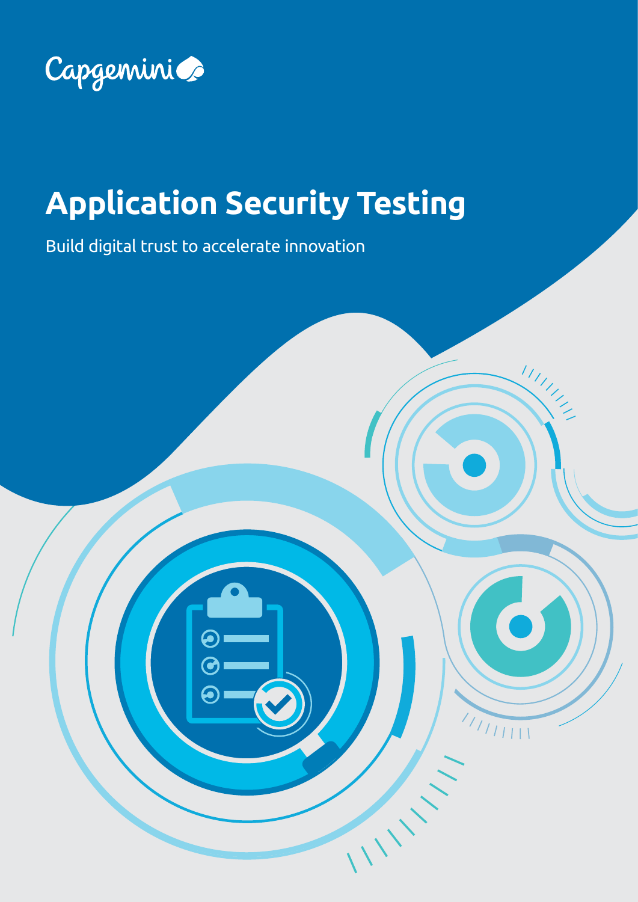Capgemini

# Application Security Testing

Build digital trust to accelerate innovation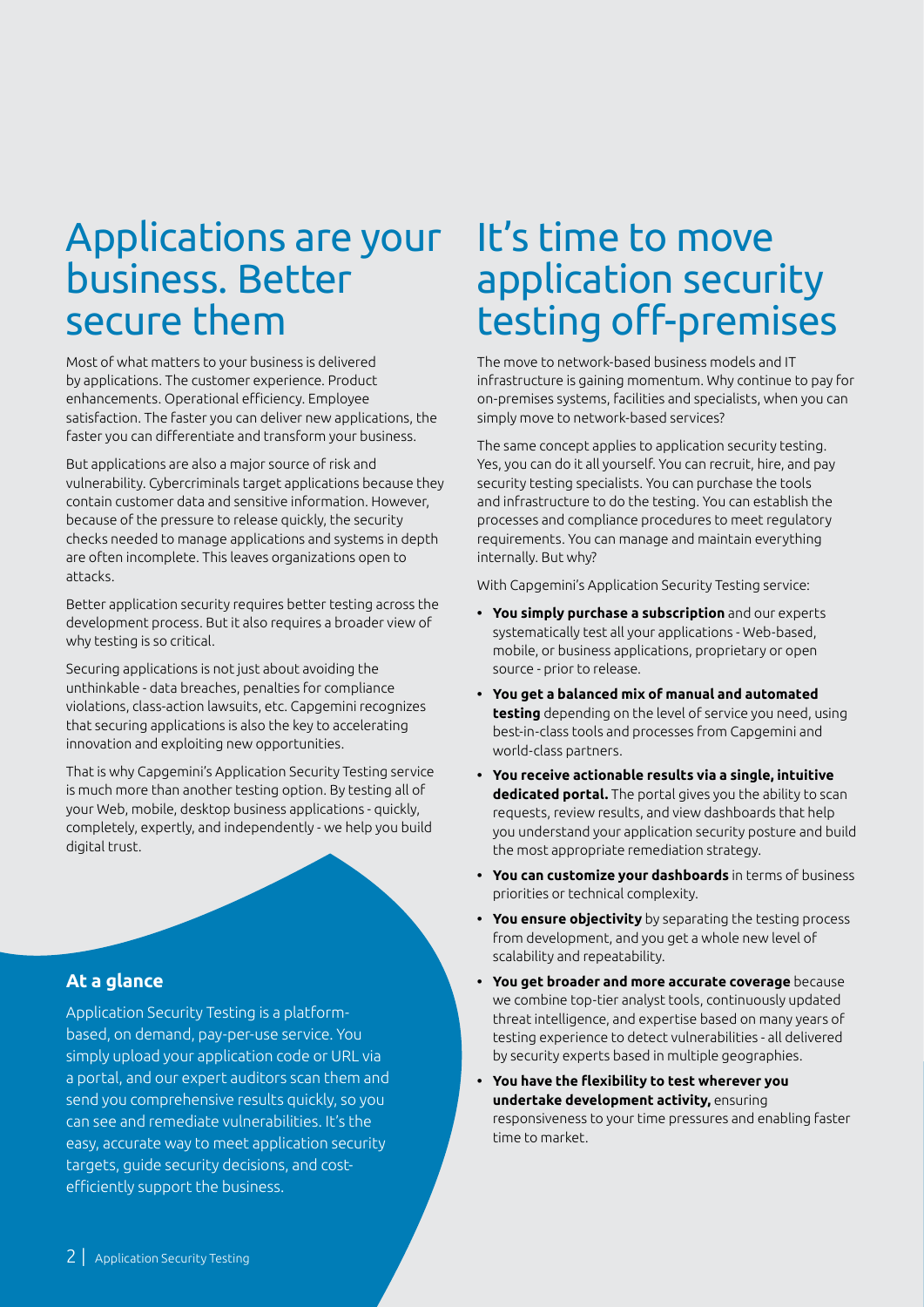# Applications are your business. Better secure them

Most of what matters to your business is delivered by applications. The customer experience. Product enhancements. Operational efficiency. Employee satisfaction. The faster you can deliver new applications, the faster you can differentiate and transform your business.

But applications are also a major source of risk and vulnerability. Cybercriminals target applications because they contain customer data and sensitive information. However, because of the pressure to release quickly, the security checks needed to manage applications and systems in depth are often incomplete. This leaves organizations open to attacks.

Better application security requires better testing across the development process. But it also requires a broader view of why testing is so critical.

Securing applications is not just about avoiding the unthinkable - data breaches, penalties for compliance violations, class-action lawsuits, etc. Capgemini recognizes that securing applications is also the key to accelerating innovation and exploiting new opportunities.

That is why Capgemini's Application Security Testing service is much more than another testing option. By testing all of your Web, mobile, desktop business applications - quickly, completely, expertly, and independently - we help you build digital trust.

### At a glance

Application Security Testing is a platform-based, on demand, pay-per-use service. You simply upload your application code or URL via a portal, and our expert auditors scan them and send you comprehensive results quickly, so you can see and remediate vulnerabilities. It's the easy, accurate way to meet application security targets, guide security decisions, and cost-efficiently support the business.

# It's time to move application security testing off-premises

The move to network-based business models and IT infrastructure is gaining momentum. Why continue to pay for on-premises systems, facilities and specialists, when you can simply move to network-based services?

The same concept applies to application security testing. Yes, you can do it all yourself. You can recruit, hire, and pay security testing specialists. You can purchase the tools and infrastructure to do the testing. You can establish the processes and compliance procedures to meet regulatory requirements. You can manage and maintain everything internally. But why?

With Capgemini's Application Security Testing service:

- **You simply purchase a subscription** and our experts systematically test all your applications - Web-based, mobile, or business applications, proprietary or open source - prior to release.
- **You get a balanced mix of manual and automated testing** depending on the level of service you need, using best-in-class tools and processes from Capgemini and world-class partners.
- **You receive actionable results via a single, intuitive dedicated portal.** The portal gives you the ability to scan requests, review results, and view dashboards that help you understand your application security posture and build the most appropriate remediation strategy.
- **You can customize your dashboards** in terms of business priorities or technical complexity.
- **You ensure objectivity** by separating the testing process from development, and you get a whole new level of scalability and repeatability.
- **You get broader and more accurate coverage** because we combine top-tier analyst tools, continuously updated threat intelligence, and expertise based on many years of testing experience to detect vulnerabilities - all delivered by security experts based in multiple geographies.
- **You have the flexibility to test wherever you undertake development activity,** ensuring responsiveness to your time pressures and enabling faster time to market.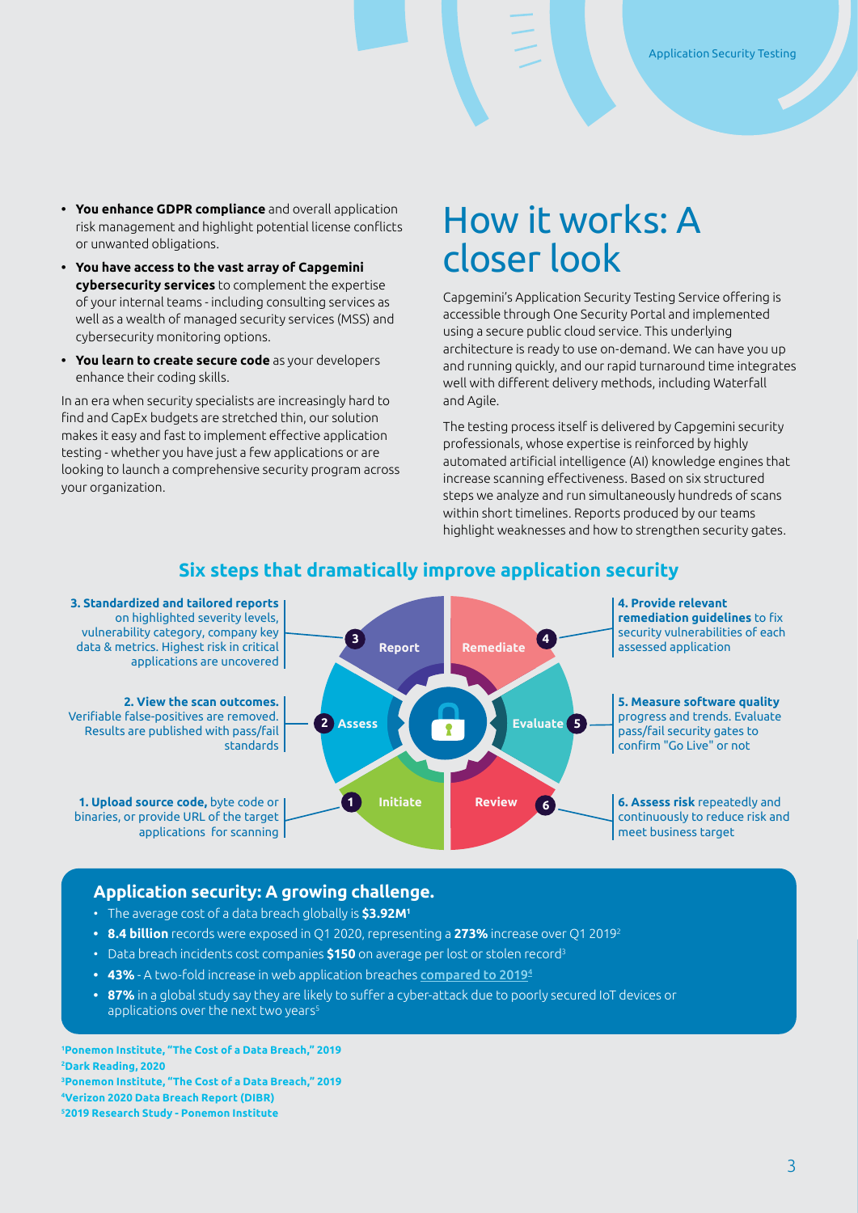- **You enhance GDPR compliance** and overall application risk management and highlight potential license conflicts or unwanted obligations.
- **You have access to the vast array of Capgemini cybersecurity services** to complement the expertise of your internal teams - including consulting services as well as a wealth of managed security services (MSS) and cybersecurity monitoring options.
- **You learn to create secure code** as your developers enhance their coding skills.

In an era when security specialists are increasingly hard to find and CapEx budgets are stretched thin, our solution makes it easy and fast to implement effective application testing - whether you have just a few applications or are looking to launch a comprehensive security program across your organization.

# How it works: A closer look

Capgemini's Application Security Testing Service offering is accessible through One Security Portal and implemented using a secure public cloud service. This underlying architecture is ready to use on-demand. We can have you up and running quickly, and our rapid turnaround time integrates well with different delivery methods, including Waterfall and Agile.

The testing process itself is delivered by Capgemini security professionals, whose expertise is reinforced by highly automated artificial intelligence (AI) knowledge engines that increase scanning effectiveness. Based on six structured steps we analyze and run simultaneously hundreds of scans within short timelines. Reports produced by our teams highlight weaknesses and how to strengthen security gates.

## Six steps that dramatically improve application security

1. **Initiate** – **Upload source code,** byte code or binaries, or provide URL of the target applications for scanning
2. **Assess** – **View the scan outcomes.** Verifiable false-positives are removed. Results are published with pass/fail standards
3. **Report** – **Standardized and tailored reports** on highlighted severity levels, vulnerability category, company key data & metrics. Highest risk in critical applications are uncovered
4. **Remediate** – **Provide relevant remediation guidelines** to fix security vulnerabilities of each assessed application
5. **Evaluate** – **Measure software quality** progress and trends. Evaluate pass/fail security gates to confirm "Go Live" or not
6. **Review** – **Assess risk** repeatedly and continuously to reduce risk and meet business target

### Application security: A growing challenge.

- The average cost of a data breach globally is **$3.92M**[1]
- **8.4 billion** records were exposed in Q1 2020, representing a **273%** increase over Q1 2019[2]
- Data breach incidents cost companies **$150** on average per lost or stolen record[3]
- **43%** - A two-fold increase in web application breaches compared to 2019[4]
- **87%** in a global study say they are likely to suffer a cyber-attack due to poorly secured IoT devices or applications over the next two years[5]

[1] **Ponemon Institute, "The Cost of a Data Breach," 2019**
[2] **Dark Reading, 2020**
[3] **Ponemon Institute, "The Cost of a Data Breach," 2019**
[4] **Verizon 2020 Data Breach Report (DIBR)**
[5] **2019 Research Study - Ponemon Institute**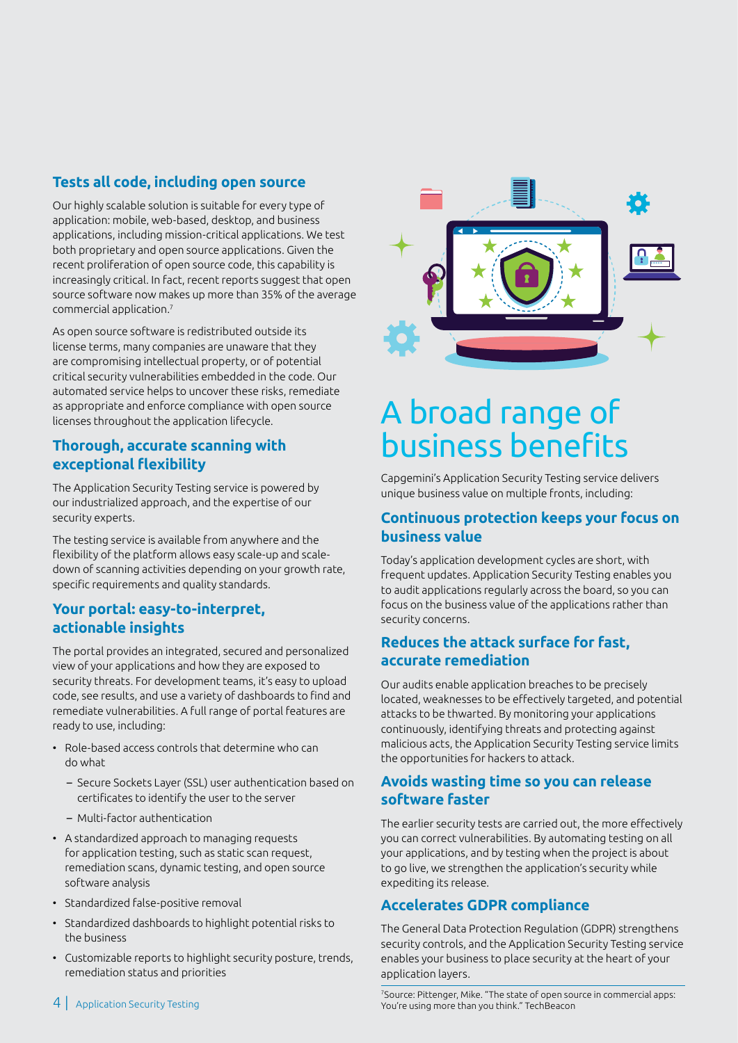### Tests all code, including open source

Our highly scalable solution is suitable for every type of application: mobile, web-based, desktop, and business applications, including mission-critical applications. We test both proprietary and open source applications. Given the recent proliferation of open source code, this capability is increasingly critical. In fact, recent reports suggest that open source software now makes up more than 35% of the average commercial application.[7]

As open source software is redistributed outside its license terms, many companies are unaware that they are compromising intellectual property, or of potential critical security vulnerabilities embedded in the code. Our automated service helps to uncover these risks, remediate as appropriate and enforce compliance with open source licenses throughout the application lifecycle.

### Thorough, accurate scanning with exceptional flexibility

The Application Security Testing service is powered by our industrialized approach, and the expertise of our security experts.

The testing service is available from anywhere and the flexibility of the platform allows easy scale-up and scale-down of scanning activities depending on your growth rate, specific requirements and quality standards.

### Your portal: easy-to-interpret, actionable insights

The portal provides an integrated, secured and personalized view of your applications and how they are exposed to security threats. For development teams, it's easy to upload code, see results, and use a variety of dashboards to find and remediate vulnerabilities. A full range of portal features are ready to use, including:

- Role-based access controls that determine who can do what
  - Secure Sockets Layer (SSL) user authentication based on certificates to identify the user to the server
  - Multi-factor authentication
- A standardized approach to managing requests for application testing, such as static scan request, remediation scans, dynamic testing, and open source software analysis
- Standardized false-positive removal
- Standardized dashboards to highlight potential risks to the business
- Customizable reports to highlight security posture, trends, remediation status and priorities

# A broad range of business benefits

Capgemini's Application Security Testing service delivers unique business value on multiple fronts, including:

### Continuous protection keeps your focus on business value

Today's application development cycles are short, with frequent updates. Application Security Testing enables you to audit applications regularly across the board, so you can focus on the business value of the applications rather than security concerns.

### Reduces the attack surface for fast, accurate remediation

Our audits enable application breaches to be precisely located, weaknesses to be effectively targeted, and potential attacks to be thwarted. By monitoring your applications continuously, identifying threats and protecting against malicious acts, the Application Security Testing service limits the opportunities for hackers to attack.

### Avoids wasting time so you can release software faster

The earlier security tests are carried out, the more effectively you can correct vulnerabilities. By automating testing on all your applications, and by testing when the project is about to go live, we strengthen the application's security while expediting its release.

### Accelerates GDPR compliance

The General Data Protection Regulation (GDPR) strengthens security controls, and the Application Security Testing service enables your business to place security at the heart of your application layers.

[7] Source: Pittenger, Mike. "The state of open source in commercial apps: You're using more than you think." TechBeacon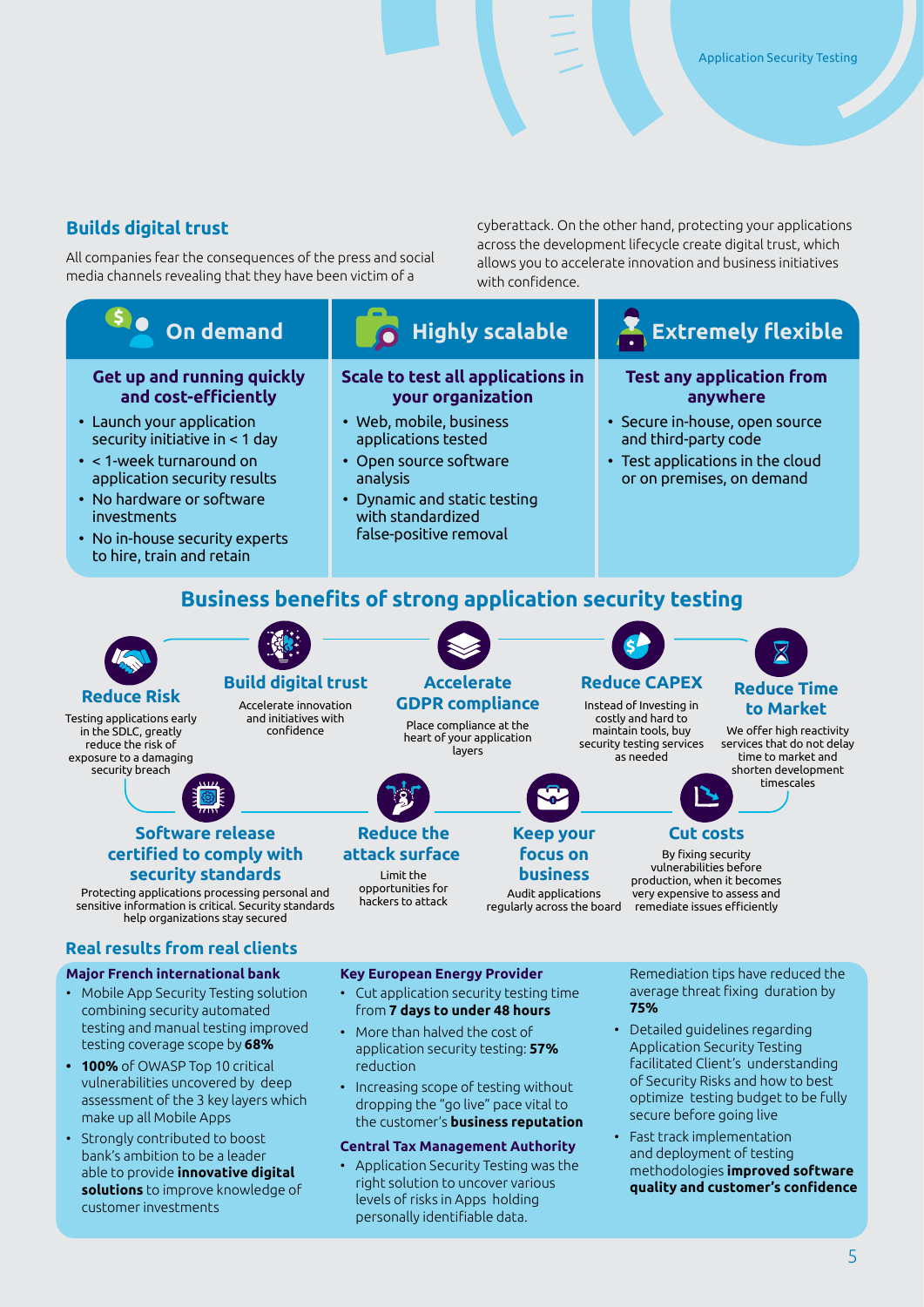## Builds digital trust

All companies fear the consequences of the press and social media channels revealing that they have been victim of a cyberattack. On the other hand, protecting your applications across the development lifecycle create digital trust, which allows you to accelerate innovation and business initiatives with confidence.

### On demand

**Get up and running quickly and cost-efficiently**

- Launch your application security initiative in < 1 day
- < 1-week turnaround on application security results
- No hardware or software investments
- No in-house security experts to hire, train and retain

### Highly scalable

**Scale to test all applications in your organization**

- Web, mobile, business applications tested
- Open source software analysis
- Dynamic and static testing with standardized false-positive removal

### Extremely flexible

**Test any application from anywhere**

- Secure in-house, open source and third-party code
- Test applications in the cloud or on premises, on demand

## Business benefits of strong application security testing

**Reduce Risk**
Testing applications early in the SDLC, greatly reduce the risk of exposure to a damaging security breach

**Build digital trust**
Accelerate innovation and initiatives with confidence

**Accelerate GDPR compliance**
Place compliance at the heart of your application layers

**Reduce CAPEX**
Instead of Investing in costly and hard to maintain tools, buy security testing services as needed

**Reduce Time to Market**
We offer high reactivity services that do not delay time to market and shorten development timescales

**Software release certified to comply with security standards**
Protecting applications processing personal and sensitive information is critical. Security standards help organizations stay secured

**Reduce the attack surface**
Limit the opportunities for hackers to attack

**Keep your focus on business**
Audit applications regularly across the board

**Cut costs**
By fixing security vulnerabilities before production, when it becomes very expensive to assess and remediate issues efficiently

## Real results from real clients

### Major French international bank

- Mobile App Security Testing solution combining security automated testing and manual testing improved testing coverage scope by **68%**
- **100%** of OWASP Top 10 critical vulnerabilities uncovered by deep assessment of the 3 key layers which make up all Mobile Apps
- Strongly contributed to boost bank's ambition to be a leader able to provide **innovative digital solutions** to improve knowledge of customer investments

### Key European Energy Provider

- Cut application security testing time from **7 days to under 48 hours**
- More than halved the cost of application security testing: **57%** reduction
- Increasing scope of testing without dropping the "go live" pace vital to the customer's **business reputation**

### Central Tax Management Authority

- Application Security Testing was the right solution to uncover various levels of risks in Apps holding personally identifiable data.

Remediation tips have reduced the average threat fixing duration by **75%**

- Detailed guidelines regarding Application Security Testing facilitated Client's understanding of Security Risks and how to best optimize testing budget to be fully secure before going live
- Fast track implementation and deployment of testing methodologies **improved software quality and customer's confidence**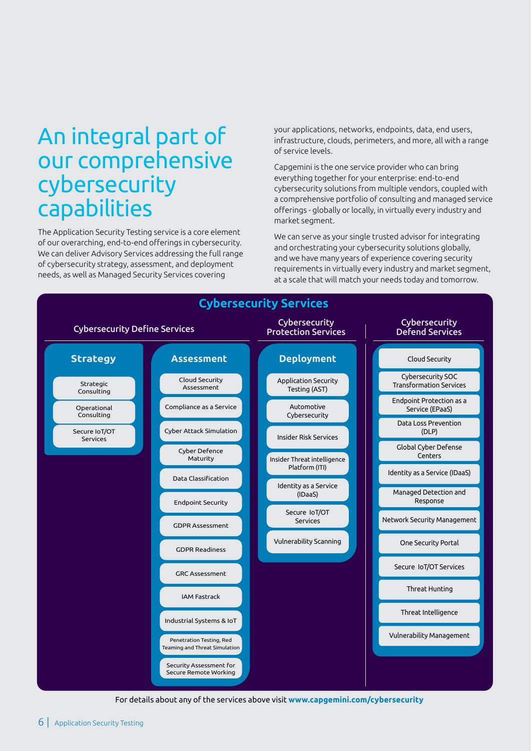# An integral part of our comprehensive cybersecurity capabilities

The Application Security Testing service is a core element of our overarching, end-to-end offerings in cybersecurity. We can deliver Advisory Services addressing the full range of cybersecurity strategy, assessment, and deployment needs, as well as Managed Security Services covering your applications, networks, endpoints, data, end users, infrastructure, clouds, perimeters, and more, all with a range of service levels.

Capgemini is the one service provider who can bring everything together for your enterprise: end-to-end cybersecurity solutions from multiple vendors, coupled with a comprehensive portfolio of consulting and managed service offerings - globally or locally, in virtually every industry and market segment.

We can serve as your single trusted advisor for integrating and orchestrating your cybersecurity solutions globally, and we have many years of experience covering security requirements in virtually every industry and market segment, at a scale that will match your needs today and tomorrow.

## Cybersecurity Services

| Cybersecurity Define Services | | Cybersecurity Protection Services | Cybersecurity Defend Services |
|---|---|---|---|
| **Strategy** | **Assessment** | **Deployment** | |
| Strategic Consulting | Cloud Security Assessment | Application Security Testing (AST) | Cloud Security |
| Operational Consulting | Compliance as a Service | Automotive Cybersecurity | Cybersecurity SOC Transformation Services |
| Secure IoT/OT Services | Cyber Attack Simulation | Insider Risk Services | Endpoint Protection as a Service (EPaaS) |
| | Cyber Defence Maturity | Insider Threat intelligence Platform (ITI) | Data Loss Prevention (DLP) |
| | Data Classification | Identity as a Service (IDaaS) | Global Cyber Defense Centers |
| | Endpoint Security | Secure IoT/OT Services | Identity as a Service (IDaaS) |
| | GDPR Assessment | Vulnerability Scanning | Managed Detection and Response |
| | GDPR Readiness | | Network Security Management |
| | GRC Assessment | | One Security Portal |
| | IAM Fastrack | | Secure IoT/OT Services |
| | Industrial Systems & IoT | | Threat Hunting |
| | Penetration Testing, Red Teaming and Threat Simulation | | Threat Intelligence |
| | Security Assessment for Secure Remote Working | | Vulnerability Management |

For details about any of the services above visit **www.capgemini.com/cybersecurity**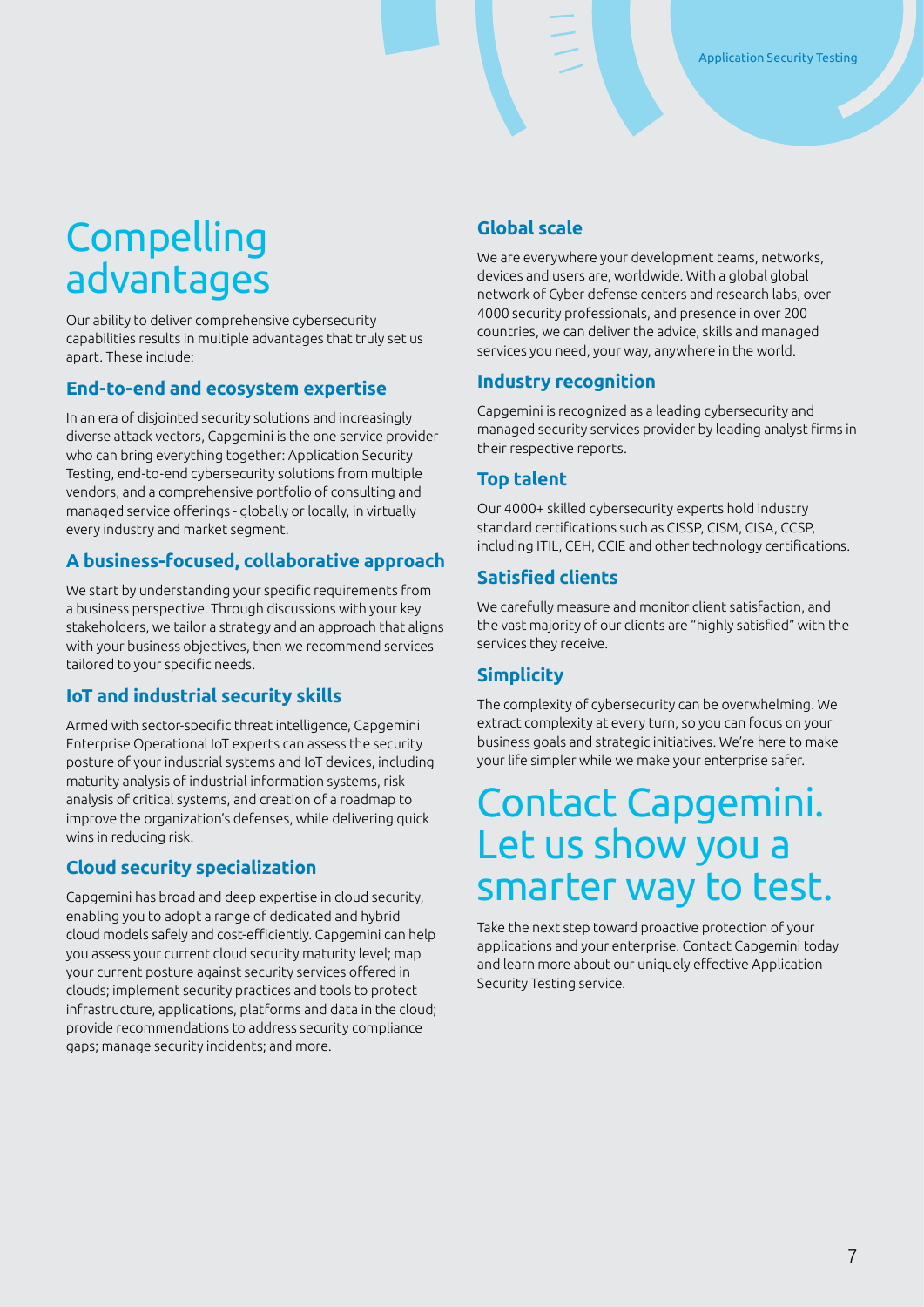# Compelling advantages

Our ability to deliver comprehensive cybersecurity capabilities results in multiple advantages that truly set us apart. These include:

## End-to-end and ecosystem expertise

In an era of disjointed security solutions and increasingly diverse attack vectors, Capgemini is the one service provider who can bring everything together: Application Security Testing, end-to-end cybersecurity solutions from multiple vendors, and a comprehensive portfolio of consulting and managed service offerings - globally or locally, in virtually every industry and market segment.

## A business-focused, collaborative approach

We start by understanding your specific requirements from a business perspective. Through discussions with your key stakeholders, we tailor a strategy and an approach that aligns with your business objectives, then we recommend services tailored to your specific needs.

## IoT and industrial security skills

Armed with sector-specific threat intelligence, Capgemini Enterprise Operational IoT experts can assess the security posture of your industrial systems and IoT devices, including maturity analysis of industrial information systems, risk analysis of critical systems, and creation of a roadmap to improve the organization's defenses, while delivering quick wins in reducing risk.

## Cloud security specialization

Capgemini has broad and deep expertise in cloud security, enabling you to adopt a range of dedicated and hybrid cloud models safely and cost-efficiently. Capgemini can help you assess your current cloud security maturity level; map your current posture against security services offered in clouds; implement security practices and tools to protect infrastructure, applications, platforms and data in the cloud; provide recommendations to address security compliance gaps; manage security incidents; and more.

## Global scale

We are everywhere your development teams, networks, devices and users are, worldwide. With a global global network of Cyber defense centers and research labs, over 4000 security professionals, and presence in over 200 countries, we can deliver the advice, skills and managed services you need, your way, anywhere in the world.

## Industry recognition

Capgemini is recognized as a leading cybersecurity and managed security services provider by leading analyst firms in their respective reports.

## Top talent

Our 4000+ skilled cybersecurity experts hold industry standard certifications such as CISSP, CISM, CISA, CCSP, including ITIL, CEH, CCIE and other technology certifications.

## Satisfied clients

We carefully measure and monitor client satisfaction, and the vast majority of our clients are "highly satisfied" with the services they receive.

## Simplicity

The complexity of cybersecurity can be overwhelming. We extract complexity at every turn, so you can focus on your business goals and strategic initiatives. We're here to make your life simpler while we make your enterprise safer.

# Contact Capgemini. Let us show you a smarter way to test.

Take the next step toward proactive protection of your applications and your enterprise. Contact Capgemini today and learn more about our uniquely effective Application Security Testing service.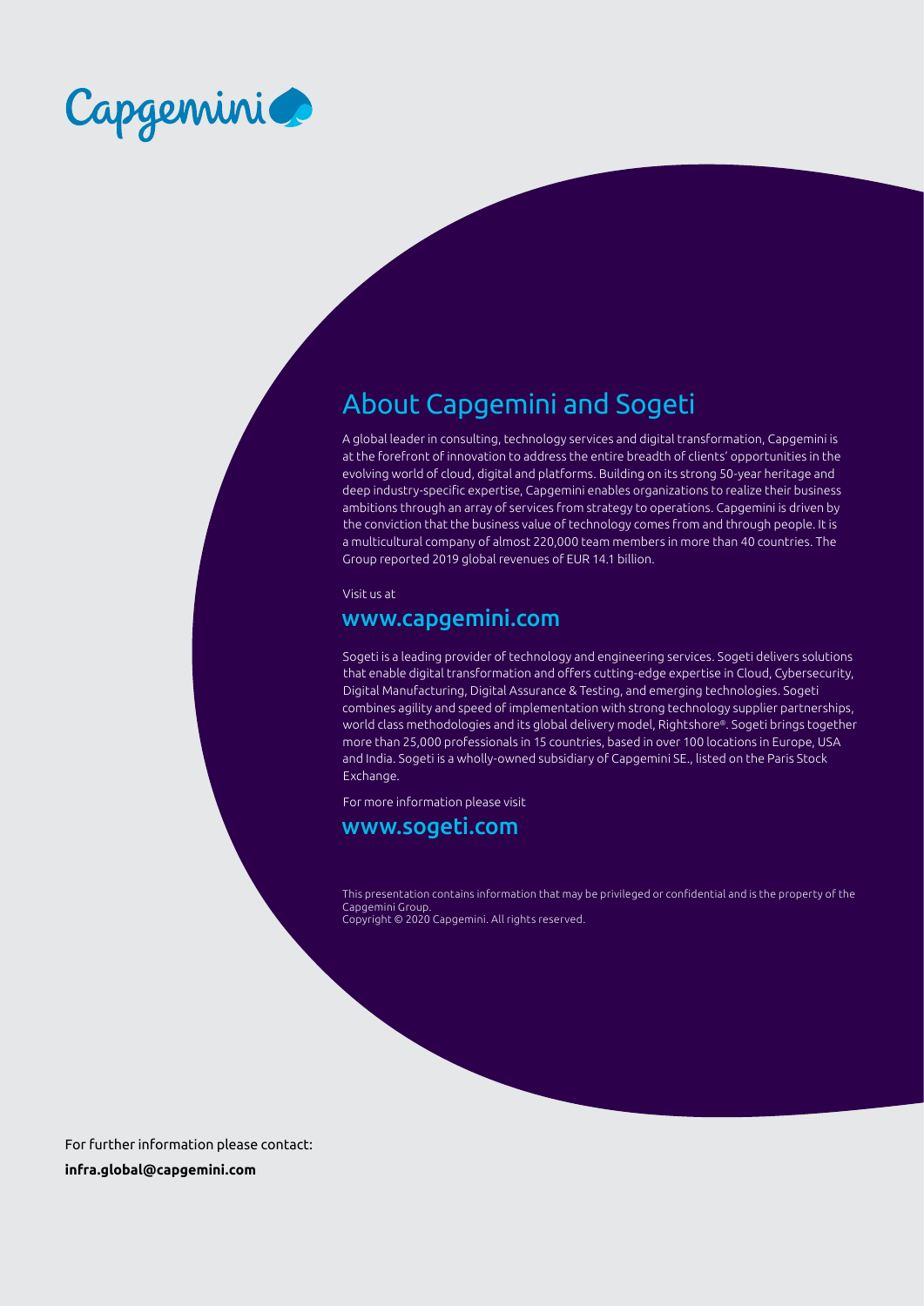Capgemini

## About Capgemini and Sogeti

A global leader in consulting, technology services and digital transformation, Capgemini is at the forefront of innovation to address the entire breadth of clients' opportunities in the evolving world of cloud, digital and platforms. Building on its strong 50-year heritage and deep industry-specific expertise, Capgemini enables organizations to realize their business ambitions through an array of services from strategy to operations. Capgemini is driven by the conviction that the business value of technology comes from and through people. It is a multicultural company of almost 220,000 team members in more than 40 countries. The Group reported 2019 global revenues of EUR 14.1 billion.

Visit us at

### www.capgemini.com

Sogeti is a leading provider of technology and engineering services. Sogeti delivers solutions that enable digital transformation and offers cutting-edge expertise in Cloud, Cybersecurity, Digital Manufacturing, Digital Assurance & Testing, and emerging technologies. Sogeti combines agility and speed of implementation with strong technology supplier partnerships, world class methodologies and its global delivery model, Rightshore®. Sogeti brings together more than 25,000 professionals in 15 countries, based in over 100 locations in Europe, USA and India. Sogeti is a wholly-owned subsidiary of Capgemini SE., listed on the Paris Stock Exchange.

For more information please visit

### www.sogeti.com

This presentation contains information that may be privileged or confidential and is the property of the Capgemini Group.
Copyright © 2020 Capgemini. All rights reserved.

For further information please contact:

**infra.global@capgemini.com**